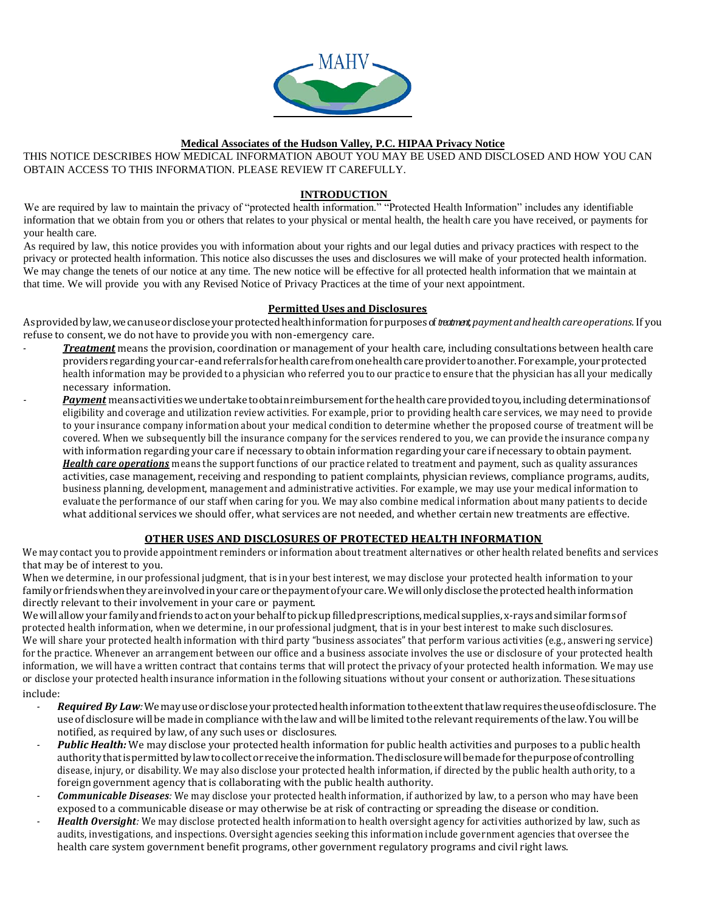MAHV

## Medical Associates of the Hudson Valley, P.C. HIPAA Privacy Notice

THIS NOTICE DESCRIBES HOW MEDICAL INFORMATION ABOUT YOU MAY BE USED AND DISCLOSED AND HOW YOU CAN OBTAIN ACCESS TO THIS INFORMATION. PLEASE REVIEW IT CAREFULLY.

### INTRODUCTION

We are required by law to maintain the privacy of "protected health information." "Protected Health Information" includes any identifiable information that we obtain from you or others that relates to your physical or mental health, the health care you have received, or payments for your health care.

As required by law, this notice provides you with information about your rights and our legal duties and privacy practices with respect to the privacy or protected health information. This notice also discusses the uses and disclosures we will make of your protected health information. We may change the tenets of our notice at any time. The new notice will be effective for all protected health information that we maintain at that time. We will provide you with any Revised Notice of Privacy Practices at the time of your next appointment.

### Permitted Uses and Disclosures

As provided by law, we can use or disclose your protected health information for purposes of *treatment, payment and health care operations.* If you refuse to consent, we do not have to provide you with non-emergency care.

- ***Treatment*** means the provision, coordination or management of your health care, including consultations between health care providers regarding your car-e and referrals for health care from one health care provider to another. For example, your protected health information may be provided to a physician who referred you to our practice to ensure that the physician has all your medically necessary information.
- ***Payment*** means activities we undertake to obtain reimbursement for the health care provided to you, including determinations of eligibility and coverage and utilization review activities. For example, prior to providing health care services, we may need to provide to your insurance company information about your medical condition to determine whether the proposed course of treatment will be covered. When we subsequently bill the insurance company for the services rendered to you, we can provide the insurance company with information regarding your care if necessary to obtain information regarding your care if necessary to obtain payment. ***Health care operations*** means the support functions of our practice related to treatment and payment, such as quality assurances activities, case management, receiving and responding to patient complaints, physician reviews, compliance programs, audits, business planning, development, management and administrative activities. For example, we may use your medical information to evaluate the performance of our staff when caring for you. We may also combine medical information about many patients to decide what additional services we should offer, what services are not needed, and whether certain new treatments are effective.

### OTHER USES AND DISCLOSURES OF PROTECTED HEALTH INFORMATION

We may contact you to provide appointment reminders or information about treatment alternatives or other health related benefits and services that may be of interest to you.

When we determine, in our professional judgment, that is in your best interest, we may disclose your protected health information to your family or friends when they are involved in your care or the payment of your care. We will only disclose the protected health information directly relevant to their involvement in your care or payment.

We will allow your family and friends to act on your behalf to pick up filled prescriptions, medical supplies, x-rays and similar forms of protected health information, when we determine, in our professional judgment, that is in your best interest to make such disclosures.

We will share your protected health information with third party "business associates" that perform various activities (e.g., answering service) for the practice. Whenever an arrangement between our office and a business associate involves the use or disclosure of your protected health information, we will have a written contract that contains terms that will protect the privacy of your protected health information. We may use or disclose your protected health insurance information in the following situations without your consent or authorization. These situations include:

- ***Required By Law:*** We may use or disclose your protected health information to the extent that law requires the use of disclosure. The use of disclosure will be made in compliance with the law and will be limited to the relevant requirements of the law. You will be notified, as required by law, of any such uses or disclosures.
- ***Public Health:*** We may disclose your protected health information for public health activities and purposes to a public health authority that is permitted by law to collect or receive the information. The disclosure will be made for the purpose of controlling disease, injury, or disability. We may also disclose your protected health information, if directed by the public health authority, to a foreign government agency that is collaborating with the public health authority.
- ***Communicable Diseases:*** We may disclose your protected health information, if authorized by law, to a person who may have been exposed to a communicable disease or may otherwise be at risk of contracting or spreading the disease or condition.
- ***Health Oversight:*** We may disclose protected health information to health oversight agency for activities authorized by law, such as audits, investigations, and inspections. Oversight agencies seeking this information include government agencies that oversee the health care system government benefit programs, other government regulatory programs and civil right laws.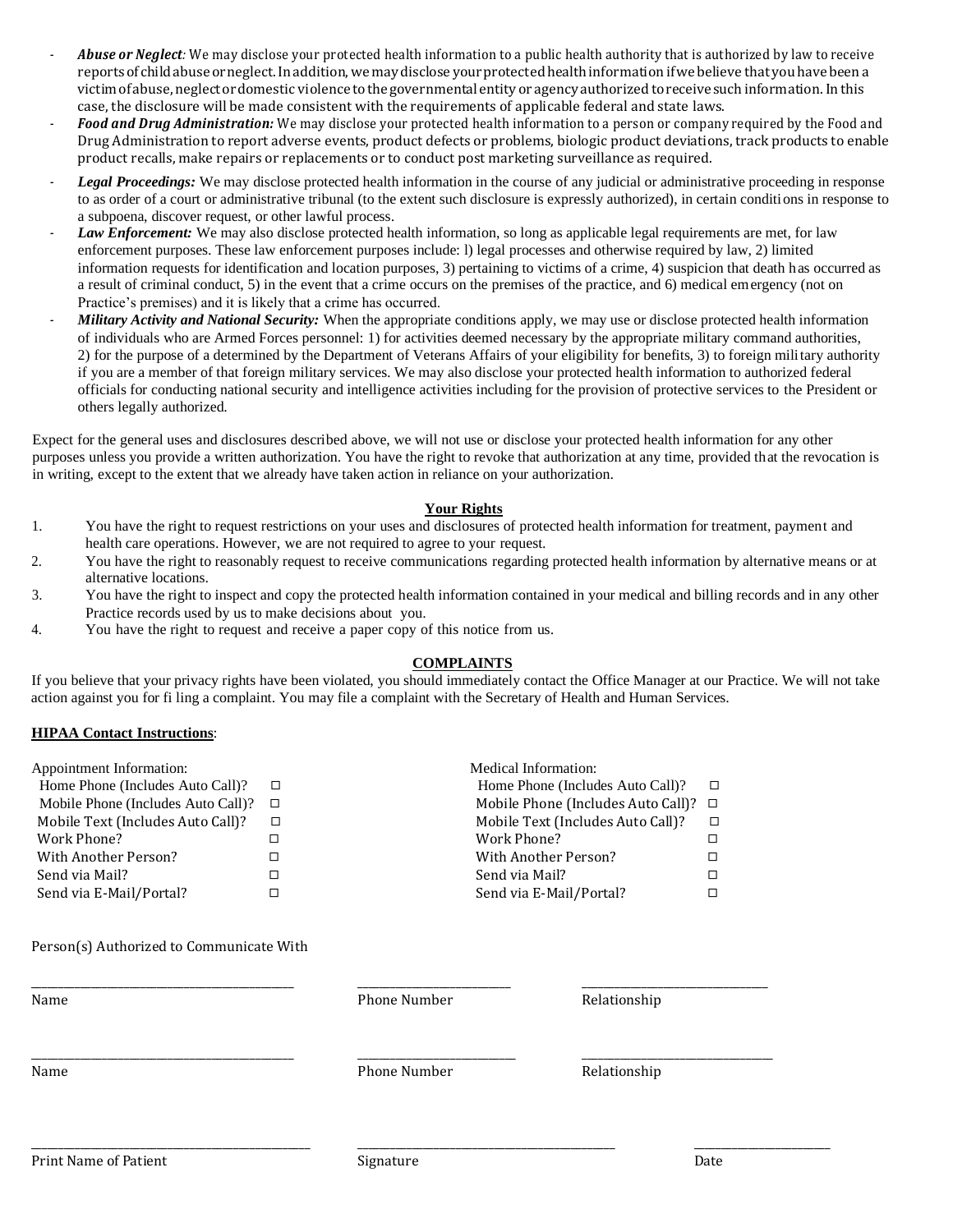- ***Abuse or Neglect**:* We may disclose your protected health information to a public health authority that is authorized by law to receive reports of child abuse or neglect. In addition, we may disclose your protected health information if we believe that you have been a victim of abuse, neglect or domestic violence to the governmental entity or agency authorized to receive such information. In this case, the disclosure will be made consistent with the requirements of applicable federal and state laws.
- ***Food and Drug Administration:*** We may disclose your protected health information to a person or company required by the Food and Drug Administration to report adverse events, product defects or problems, biologic product deviations, track products to enable product recalls, make repairs or replacements or to conduct post marketing surveillance as required.
- ***Legal Proceedings:*** We may disclose protected health information in the course of any judicial or administrative proceeding in response to as order of a court or administrative tribunal (to the extent such disclosure is expressly authorized), in certain conditions in response to a subpoena, discover request, or other lawful process.
- ***Law Enforcement:*** We may also disclose protected health information, so long as applicable legal requirements are met, for law enforcement purposes. These law enforcement purposes include: l) legal processes and otherwise required by law, 2) limited information requests for identification and location purposes, 3) pertaining to victims of a crime, 4) suspicion that death has occurred as a result of criminal conduct, 5) in the event that a crime occurs on the premises of the practice, and 6) medical emergency (not on Practice's premises) and it is likely that a crime has occurred.
- ***Military Activity and National Security:*** When the appropriate conditions apply, we may use or disclose protected health information of individuals who are Armed Forces personnel: 1) for activities deemed necessary by the appropriate military command authorities, 2) for the purpose of a determined by the Department of Veterans Affairs of your eligibility for benefits, 3) to foreign military authority if you are a member of that foreign military services. We may also disclose your protected health information to authorized federal officials for conducting national security and intelligence activities including for the provision of protective services to the President or others legally authorized.

Expect for the general uses and disclosures described above, we will not use or disclose your protected health information for any other purposes unless you provide a written authorization. You have the right to revoke that authorization at any time, provided that the revocation is in writing, except to the extent that we already have taken action in reliance on your authorization.

**Your Rights**

1. You have the right to request restrictions on your uses and disclosures of protected health information for treatment, payment and health care operations. However, we are not required to agree to your request.
2. You have the right to reasonably request to receive communications regarding protected health information by alternative means or at alternative locations.
3. You have the right to inspect and copy the protected health information contained in your medical and billing records and in any other Practice records used by us to make decisions about you.
4. You have the right to request and receive a paper copy of this notice from us.

**COMPLAINTS**

If you believe that your privacy rights have been violated, you should immediately contact the Office Manager at our Practice. We will not take action against you for fi ling a complaint. You may file a complaint with the Secretary of Health and Human Services.

**HIPAA Contact Instructions**:

Appointment Information:
- Home Phone (Includes Auto Call)? ☐
- Mobile Phone (Includes Auto Call)? ☐
- Mobile Text (Includes Auto Call)? ☐
- Work Phone? ☐
- With Another Person? ☐
- Send via Mail? ☐
- Send via E-Mail/Portal? ☐

Medical Information:
- Home Phone (Includes Auto Call)? ☐
- Mobile Phone (Includes Auto Call)? ☐
- Mobile Text (Includes Auto Call)? ☐
- Work Phone? ☐
- With Another Person? ☐
- Send via Mail? ☐
- Send via E-Mail/Portal? ☐

Person(s) Authorized to Communicate With

| Name | Phone Number | Relationship |
|---|---|---|
| ______________________ | ______________ | ________________ |
| ______________________ | ______________ | ________________ |

| Print Name of Patient | Signature | Date |
|---|---|---|
| ______________________ | ______________________ | ____________ |